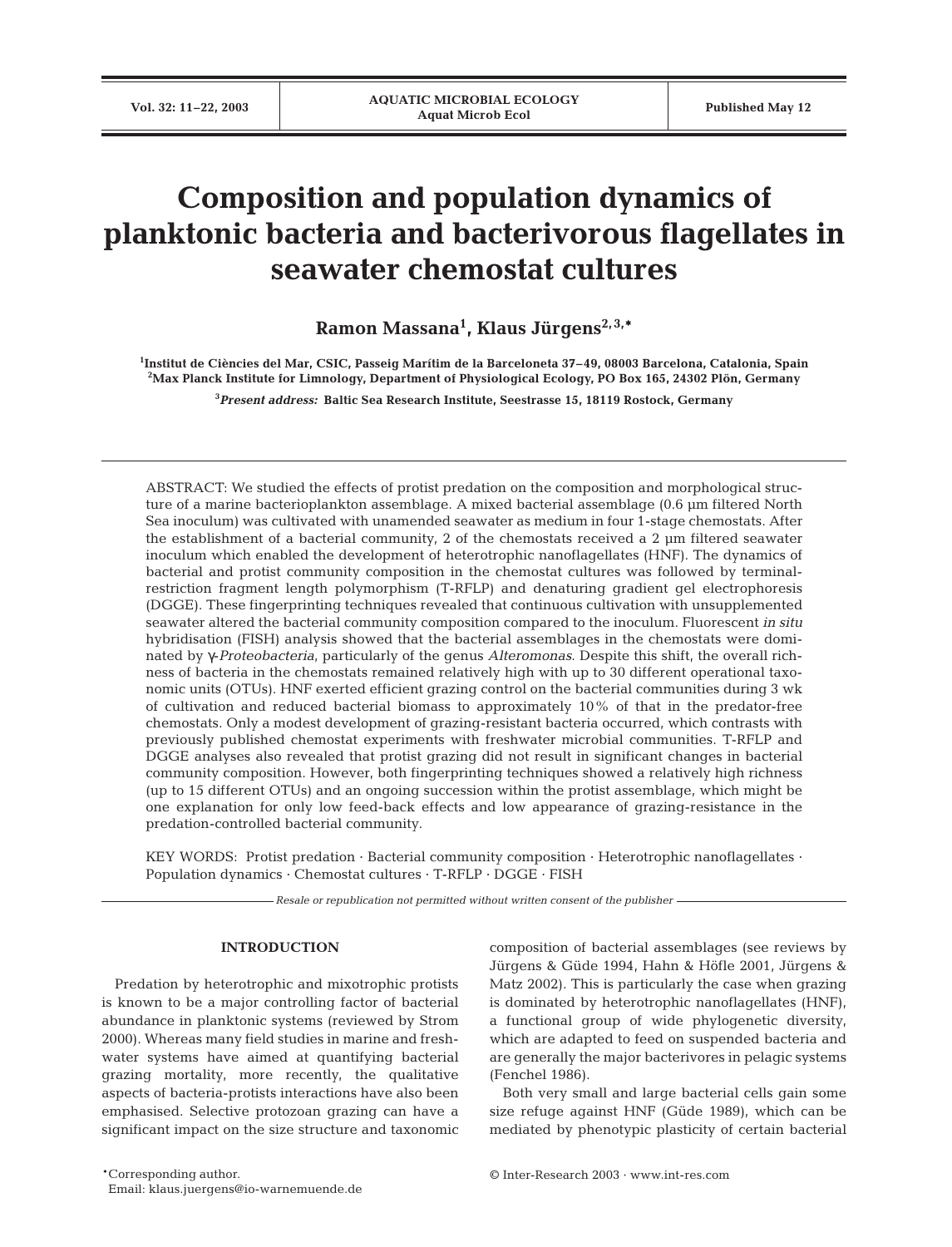# Composition and population dynamics of planktonic bacteria and bacterivorous flagellates in seawater chemostat cultures

**Ramon Massana[1], Klaus Jürgens[2,3,*]**

[1]Institut de Ciències del Mar, CSIC, Passeig Marítim de la Barceloneta 37–49, 08003 Barcelona, Catalonia, Spain
[2]Max Planck Institute for Limnology, Department of Physiological Ecology, PO Box 165, 24302 Plön, Germany

[3]*Present address:* Baltic Sea Research Institute, Seestrasse 15, 18119 Rostock, Germany

ABSTRACT: We studied the effects of protist predation on the composition and morphological structure of a marine bacterioplankton assemblage. A mixed bacterial assemblage (0.6 µm filtered North Sea inoculum) was cultivated with unamended seawater as medium in four 1-stage chemostats. After the establishment of a bacterial community, 2 of the chemostats received a 2 µm filtered seawater inoculum which enabled the development of heterotrophic nanoflagellates (HNF). The dynamics of bacterial and protist community composition in the chemostat cultures was followed by terminal-restriction fragment length polymorphism (T-RFLP) and denaturing gradient gel electrophoresis (DGGE). These fingerprinting techniques revealed that continuous cultivation with unsupplemented seawater altered the bacterial community composition compared to the inoculum. Fluorescent *in situ* hybridisation (FISH) analysis showed that the bacterial assemblages in the chemostats were dominated by γ-*Proteobacteria*, particularly of the genus *Alteromonas*. Despite this shift, the overall richness of bacteria in the chemostats remained relatively high with up to 30 different operational taxonomic units (OTUs). HNF exerted efficient grazing control on the bacterial communities during 3 wk of cultivation and reduced bacterial biomass to approximately 10% of that in the predator-free chemostats. Only a modest development of grazing-resistant bacteria occurred, which contrasts with previously published chemostat experiments with freshwater microbial communities. T-RFLP and DGGE analyses also revealed that protist grazing did not result in significant changes in bacterial community composition. However, both fingerprinting techniques showed a relatively high richness (up to 15 different OTUs) and an ongoing succession within the protist assemblage, which might be one explanation for only low feed-back effects and low appearance of grazing-resistance in the predation-controlled bacterial community.

KEY WORDS: Protist predation · Bacterial community composition · Heterotrophic nanoflagellates · Population dynamics · Chemostat cultures · T-RFLP · DGGE · FISH

*Resale or republication not permitted without written consent of the publisher*

## INTRODUCTION

Predation by heterotrophic and mixotrophic protists is known to be a major controlling factor of bacterial abundance in planktonic systems (reviewed by Strom 2000). Whereas many field studies in marine and freshwater systems have aimed at quantifying bacterial grazing mortality, more recently, the qualitative aspects of bacteria-protists interactions have also been emphasised. Selective protozoan grazing can have a significant impact on the size structure and taxonomic composition of bacterial assemblages (see reviews by Jürgens & Güde 1994, Hahn & Höfle 2001, Jürgens & Matz 2002). This is particularly the case when grazing is dominated by heterotrophic nanoflagellates (HNF), a functional group of wide phylogenetic diversity, which are adapted to feed on suspended bacteria and are generally the major bacterivores in pelagic systems (Fenchel 1986).

Both very small and large bacterial cells gain some size refuge against HNF (Güde 1989), which can be mediated by phenotypic plasticity of certain bacterial

*Corresponding author.
Email: klaus.juergens@io-warnemuende.de

© Inter-Research 2003 · www.int-res.com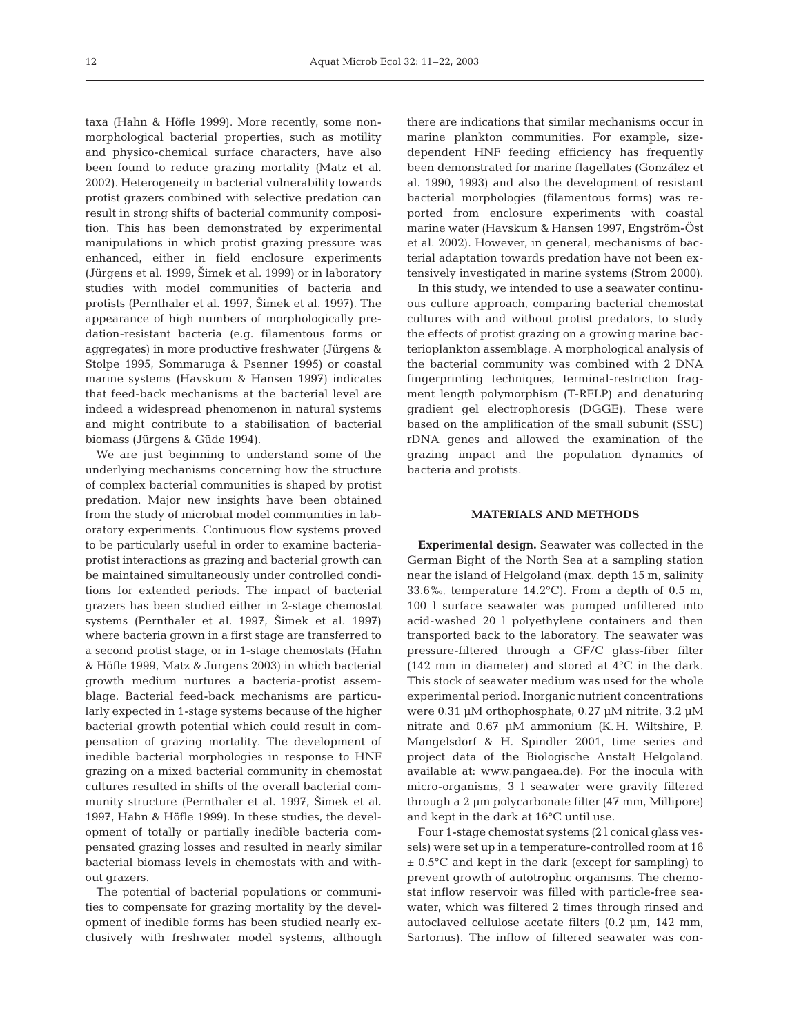taxa (Hahn & Höfle 1999). More recently, some non-morphological bacterial properties, such as motility and physico-chemical surface characters, have also been found to reduce grazing mortality (Matz et al. 2002). Heterogeneity in bacterial vulnerability towards protist grazers combined with selective predation can result in strong shifts of bacterial community composition. This has been demonstrated by experimental manipulations in which protist grazing pressure was enhanced, either in field enclosure experiments (Jürgens et al. 1999, Šimek et al. 1999) or in laboratory studies with model communities of bacteria and protists (Pernthaler et al. 1997, Šimek et al. 1997). The appearance of high numbers of morphologically predation-resistant bacteria (e.g. filamentous forms or aggregates) in more productive freshwater (Jürgens & Stolpe 1995, Sommaruga & Psenner 1995) or coastal marine systems (Havskum & Hansen 1997) indicates that feed-back mechanisms at the bacterial level are indeed a widespread phenomenon in natural systems and might contribute to a stabilisation of bacterial biomass (Jürgens & Güde 1994).

We are just beginning to understand some of the underlying mechanisms concerning how the structure of complex bacterial communities is shaped by protist predation. Major new insights have been obtained from the study of microbial model communities in laboratory experiments. Continuous flow systems proved to be particularly useful in order to examine bacteria-protist interactions as grazing and bacterial growth can be maintained simultaneously under controlled conditions for extended periods. The impact of bacterial grazers has been studied either in 2-stage chemostat systems (Pernthaler et al. 1997, Šimek et al. 1997) where bacteria grown in a first stage are transferred to a second protist stage, or in 1-stage chemostats (Hahn & Höfle 1999, Matz & Jürgens 2003) in which bacterial growth medium nurtures a bacteria-protist assemblage. Bacterial feed-back mechanisms are particularly expected in 1-stage systems because of the higher bacterial growth potential which could result in compensation of grazing mortality. The development of inedible bacterial morphologies in response to HNF grazing on a mixed bacterial community in chemostat cultures resulted in shifts of the overall bacterial community structure (Pernthaler et al. 1997, Šimek et al. 1997, Hahn & Höfle 1999). In these studies, the development of totally or partially inedible bacteria compensated grazing losses and resulted in nearly similar bacterial biomass levels in chemostats with and without grazers.

The potential of bacterial populations or communities to compensate for grazing mortality by the development of inedible forms has been studied nearly exclusively with freshwater model systems, although there are indications that similar mechanisms occur in marine plankton communities. For example, size-dependent HNF feeding efficiency has frequently been demonstrated for marine flagellates (González et al. 1990, 1993) and also the development of resistant bacterial morphologies (filamentous forms) was reported from enclosure experiments with coastal marine water (Havskum & Hansen 1997, Engström-Öst et al. 2002). However, in general, mechanisms of bacterial adaptation towards predation have not been extensively investigated in marine systems (Strom 2000).

In this study, we intended to use a seawater continuous culture approach, comparing bacterial chemostat cultures with and without protist predators, to study the effects of protist grazing on a growing marine bacterioplankton assemblage. A morphological analysis of the bacterial community was combined with 2 DNA fingerprinting techniques, terminal-restriction fragment length polymorphism (T-RFLP) and denaturing gradient gel electrophoresis (DGGE). These were based on the amplification of the small subunit (SSU) rDNA genes and allowed the examination of the grazing impact and the population dynamics of bacteria and protists.

## MATERIALS AND METHODS

**Experimental design.** Seawater was collected in the German Bight of the North Sea at a sampling station near the island of Helgoland (max. depth 15 m, salinity 33.6‰, temperature 14.2°C). From a depth of 0.5 m, 100 l surface seawater was pumped unfiltered into acid-washed 20 l polyethylene containers and then transported back to the laboratory. The seawater was pressure-filtered through a GF/C glass-fiber filter (142 mm in diameter) and stored at 4°C in the dark. This stock of seawater medium was used for the whole experimental period. Inorganic nutrient concentrations were 0.31 µM orthophosphate, 0.27 µM nitrite, 3.2 µM nitrate and 0.67 µM ammonium (K. H. Wiltshire, P. Mangelsdorf & H. Spindler 2001, time series and project data of the Biologische Anstalt Helgoland. available at: www.pangaea.de). For the inocula with micro-organisms, 3 l seawater were gravity filtered through a 2 µm polycarbonate filter (47 mm, Millipore) and kept in the dark at 16°C until use.

Four 1-stage chemostat systems (2 l conical glass vessels) were set up in a temperature-controlled room at 16 ± 0.5°C and kept in the dark (except for sampling) to prevent growth of autotrophic organisms. The chemostat inflow reservoir was filled with particle-free seawater, which was filtered 2 times through rinsed and autoclaved cellulose acetate filters (0.2 µm, 142 mm, Sartorius). The inflow of filtered seawater was con-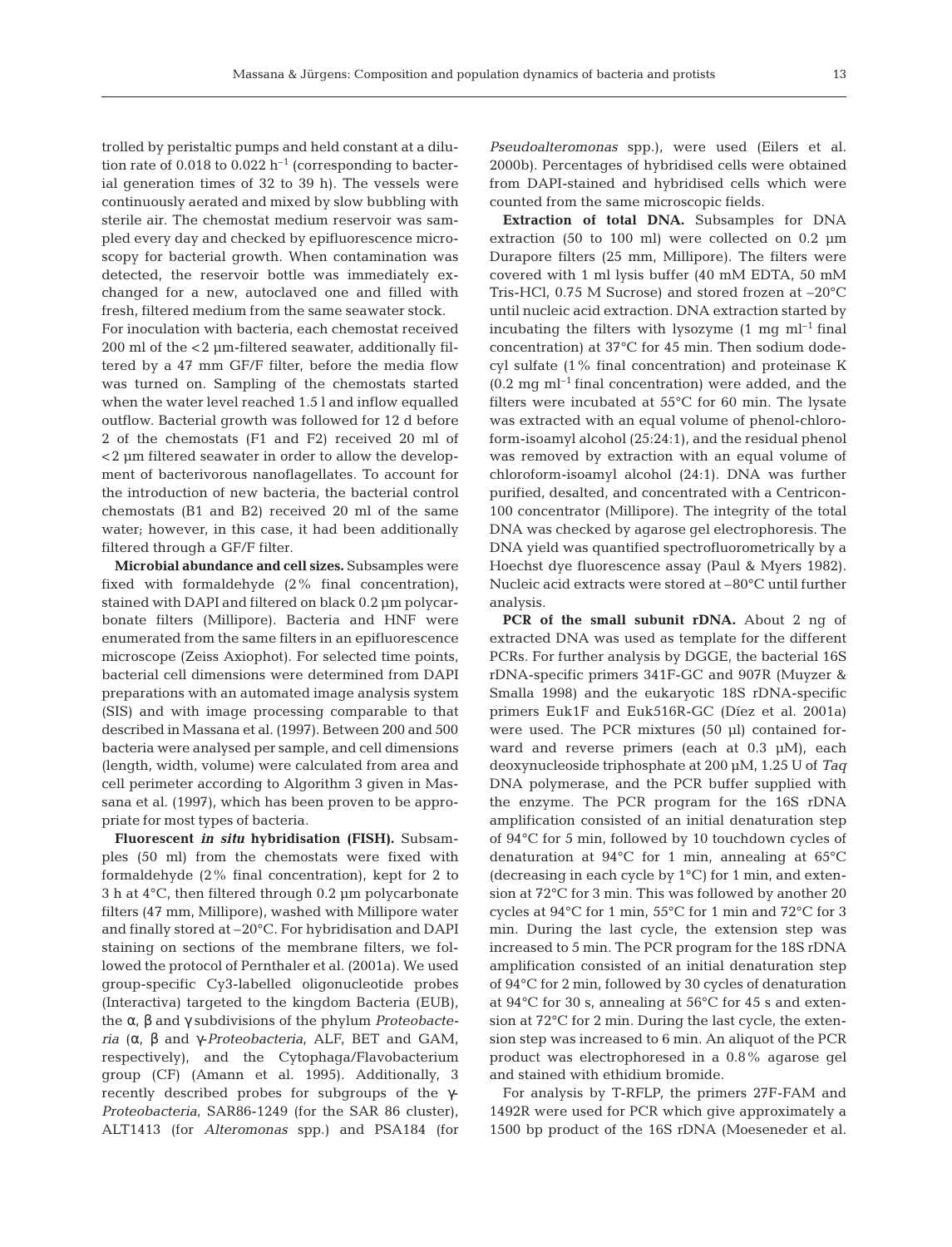trolled by peristaltic pumps and held constant at a dilution rate of 0.018 to 0.022 $h^{-1}$ (corresponding to bacterial generation times of 32 to 39 h). The vessels were continuously aerated and mixed by slow bubbling with sterile air. The chemostat medium reservoir was sampled every day and checked by epifluorescence microscopy for bacterial growth. When contamination was detected, the reservoir bottle was immediately exchanged for a new, autoclaved one and filled with fresh, filtered medium from the same seawater stock.

For inoculation with bacteria, each chemostat received 200 ml of the <2 µm-filtered seawater, additionally filtered by a 47 mm GF/F filter, before the media flow was turned on. Sampling of the chemostats started when the water level reached 1.5 l and inflow equalled outflow. Bacterial growth was followed for 12 d before 2 of the chemostats (F1 and F2) received 20 ml of <2 µm filtered seawater in order to allow the development of bacterivorous nanoflagellates. To account for the introduction of new bacteria, the bacterial control chemostats (B1 and B2) received 20 ml of the same water; however, in this case, it had been additionally filtered through a GF/F filter.

**Microbial abundance and cell sizes.** Subsamples were fixed with formaldehyde (2% final concentration), stained with DAPI and filtered on black 0.2 µm polycarbonate filters (Millipore). Bacteria and HNF were enumerated from the same filters in an epifluorescence microscope (Zeiss Axiophot). For selected time points, bacterial cell dimensions were determined from DAPI preparations with an automated image analysis system (SIS) and with image processing comparable to that described in Massana et al. (1997). Between 200 and 500 bacteria were analysed per sample, and cell dimensions (length, width, volume) were calculated from area and cell perimeter according to Algorithm 3 given in Massana et al. (1997), which has been proven to be appropriate for most types of bacteria.

**Fluorescent *in situ* hybridisation (FISH).** Subsamples (50 ml) from the chemostats were fixed with formaldehyde (2% final concentration), kept for 2 to 3 h at 4°C, then filtered through 0.2 µm polycarbonate filters (47 mm, Millipore), washed with Millipore water and finally stored at –20°C. For hybridisation and DAPI staining on sections of the membrane filters, we followed the protocol of Pernthaler et al. (2001a). We used group-specific Cy3-labelled oligonucleotide probes (Interactiva) targeted to the kingdom Bacteria (EUB), the α, β and γ subdivisions of the phylum *Proteobacteria* (α, β and γ-*Proteobacteria*, ALF, BET and GAM, respectively), and the Cytophaga/Flavobacterium group (CF) (Amann et al. 1995). Additionally, 3 recently described probes for subgroups of the γ-*Proteobacteria*, SAR86-1249 (for the SAR 86 cluster), ALT1413 (for *Alteromonas* spp.) and PSA184 (for *Pseudoalteromonas* spp.), were used (Eilers et al. 2000b). Percentages of hybridised cells were obtained from DAPI-stained and hybridised cells which were counted from the same microscopic fields.

**Extraction of total DNA.** Subsamples for DNA extraction (50 to 100 ml) were collected on 0.2 µm Durapore filters (25 mm, Millipore). The filters were covered with 1 ml lysis buffer (40 mM EDTA, 50 mM Tris-HCl, 0.75 M Sucrose) and stored frozen at –20°C until nucleic acid extraction. DNA extraction started by incubating the filters with lysozyme (1 mg $ml^{-1}$ final concentration) at 37°C for 45 min. Then sodium dodecyl sulfate (1% final concentration) and proteinase K (0.2 mg $ml^{-1}$ final concentration) were added, and the filters were incubated at 55°C for 60 min. The lysate was extracted with an equal volume of phenol-chloroform-isoamyl alcohol (25:24:1), and the residual phenol was removed by extraction with an equal volume of chloroform-isoamyl alcohol (24:1). DNA was further purified, desalted, and concentrated with a Centricon-100 concentrator (Millipore). The integrity of the total DNA was checked by agarose gel electrophoresis. The DNA yield was quantified spectrofluorometrically by a Hoechst dye fluorescence assay (Paul & Myers 1982). Nucleic acid extracts were stored at –80°C until further analysis.

**PCR of the small subunit rDNA.** About 2 ng of extracted DNA was used as template for the different PCRs. For further analysis by DGGE, the bacterial 16S rDNA-specific primers 341F-GC and 907R (Muyzer & Smalla 1998) and the eukaryotic 18S rDNA-specific primers Euk1F and Euk516R-GC (Díez et al. 2001a) were used. The PCR mixtures (50 µl) contained forward and reverse primers (each at 0.3 µM), each deoxynucleoside triphosphate at 200 µM, 1.25 U of *Taq* DNA polymerase, and the PCR buffer supplied with the enzyme. The PCR program for the 16S rDNA amplification consisted of an initial denaturation step of 94°C for 5 min, followed by 10 touchdown cycles of denaturation at 94°C for 1 min, annealing at 65°C (decreasing in each cycle by 1°C) for 1 min, and extension at 72°C for 3 min. This was followed by another 20 cycles at 94°C for 1 min, 55°C for 1 min and 72°C for 3 min. During the last cycle, the extension step was increased to 5 min. The PCR program for the 18S rDNA amplification consisted of an initial denaturation step of 94°C for 2 min, followed by 30 cycles of denaturation at 94°C for 30 s, annealing at 56°C for 45 s and extension at 72°C for 2 min. During the last cycle, the extension step was increased to 6 min. An aliquot of the PCR product was electrophoresed in a 0.8% agarose gel and stained with ethidium bromide.

For analysis by T-RFLP, the primers 27F-FAM and 1492R were used for PCR which give approximately a 1500 bp product of the 16S rDNA (Moeseneder et al.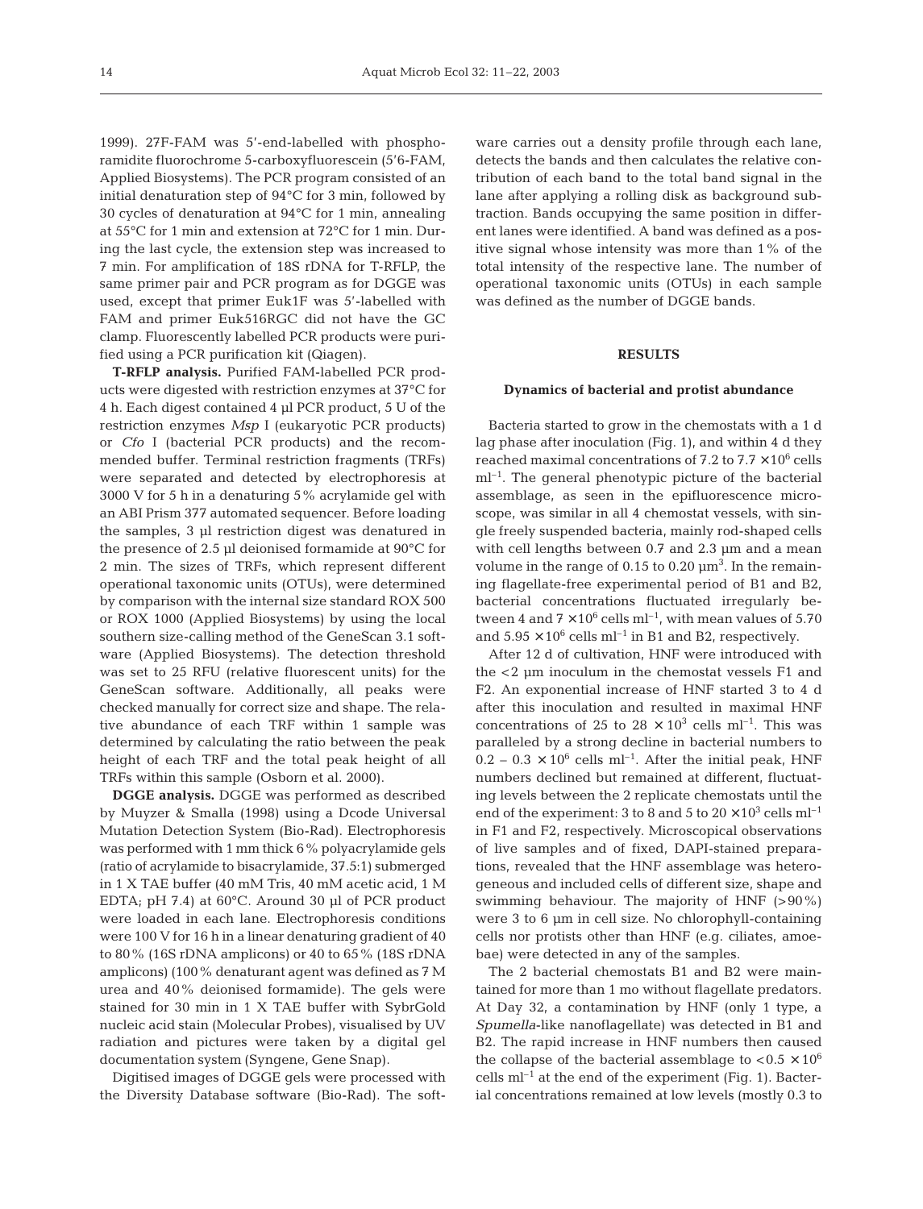1999). 27F-FAM was 5'-end-labelled with phosphoramidite fluorochrome 5-carboxyfluorescein (5'6-FAM, Applied Biosystems). The PCR program consisted of an initial denaturation step of 94°C for 3 min, followed by 30 cycles of denaturation at 94°C for 1 min, annealing at 55°C for 1 min and extension at 72°C for 1 min. During the last cycle, the extension step was increased to 7 min. For amplification of 18S rDNA for T-RFLP, the same primer pair and PCR program as for DGGE was used, except that primer Euk1F was 5'-labelled with FAM and primer Euk516RGC did not have the GC clamp. Fluorescently labelled PCR products were purified using a PCR purification kit (Qiagen).

**T-RFLP analysis.** Purified FAM-labelled PCR products were digested with restriction enzymes at 37°C for 4 h. Each digest contained 4 µl PCR product, 5 U of the restriction enzymes *Msp* I (eukaryotic PCR products) or *Cfo* I (bacterial PCR products) and the recommended buffer. Terminal restriction fragments (TRFs) were separated and detected by electrophoresis at 3000 V for 5 h in a denaturing 5% acrylamide gel with an ABI Prism 377 automated sequencer. Before loading the samples, 3 µl restriction digest was denatured in the presence of 2.5 µl deionised formamide at 90°C for 2 min. The sizes of TRFs, which represent different operational taxonomic units (OTUs), were determined by comparison with the internal size standard ROX 500 or ROX 1000 (Applied Biosystems) by using the local southern size-calling method of the GeneScan 3.1 software (Applied Biosystems). The detection threshold was set to 25 RFU (relative fluorescent units) for the GeneScan software. Additionally, all peaks were checked manually for correct size and shape. The relative abundance of each TRF within 1 sample was determined by calculating the ratio between the peak height of each TRF and the total peak height of all TRFs within this sample (Osborn et al. 2000).

**DGGE analysis.** DGGE was performed as described by Muyzer & Smalla (1998) using a Dcode Universal Mutation Detection System (Bio-Rad). Electrophoresis was performed with 1 mm thick 6% polyacrylamide gels (ratio of acrylamide to bisacrylamide, 37.5:1) submerged in 1 X TAE buffer (40 mM Tris, 40 mM acetic acid, 1 M EDTA; pH 7.4) at 60°C. Around 30 µl of PCR product were loaded in each lane. Electrophoresis conditions were 100 V for 16 h in a linear denaturing gradient of 40 to 80% (16S rDNA amplicons) or 40 to 65% (18S rDNA amplicons) (100% denaturant agent was defined as 7 M urea and 40% deionised formamide). The gels were stained for 30 min in 1 X TAE buffer with SybrGold nucleic acid stain (Molecular Probes), visualised by UV radiation and pictures were taken by a digital gel documentation system (Syngene, Gene Snap).

Digitised images of DGGE gels were processed with the Diversity Database software (Bio-Rad). The software carries out a density profile through each lane, detects the bands and then calculates the relative contribution of each band to the total band signal in the lane after applying a rolling disk as background subtraction. Bands occupying the same position in different lanes were identified. A band was defined as a positive signal whose intensity was more than 1% of the total intensity of the respective lane. The number of operational taxonomic units (OTUs) in each sample was defined as the number of DGGE bands.

## RESULTS

### Dynamics of bacterial and protist abundance

Bacteria started to grow in the chemostats with a 1 d lag phase after inoculation (Fig. 1), and within 4 d they reached maximal concentrations of 7.2 to 7.7 $\times 10^6$ cells ml$^{-1}$. The general phenotypic picture of the bacterial assemblage, as seen in the epifluorescence microscope, was similar in all 4 chemostat vessels, with single freely suspended bacteria, mainly rod-shaped cells with cell lengths between 0.7 and 2.3 µm and a mean volume in the range of 0.15 to 0.20 µm$^3$. In the remaining flagellate-free experimental period of B1 and B2, bacterial concentrations fluctuated irregularly between 4 and 7 $\times 10^6$ cells ml$^{-1}$, with mean values of 5.70 and 5.95 $\times 10^6$ cells ml$^{-1}$ in B1 and B2, respectively.

After 12 d of cultivation, HNF were introduced with the <2 µm inoculum in the chemostat vessels F1 and F2. An exponential increase of HNF started 3 to 4 d after this inoculation and resulted in maximal HNF concentrations of 25 to 28 $\times 10^3$ cells ml$^{-1}$. This was paralleled by a strong decline in bacterial numbers to 0.2 – 0.3 $\times 10^6$ cells ml$^{-1}$. After the initial peak, HNF numbers declined but remained at different, fluctuating levels between the 2 replicate chemostats until the end of the experiment: 3 to 8 and 5 to 20 $\times 10^3$ cells ml$^{-1}$ in F1 and F2, respectively. Microscopical observations of live samples and of fixed, DAPI-stained preparations, revealed that the HNF assemblage was heterogeneous and included cells of different size, shape and swimming behaviour. The majority of HNF (>90%) were 3 to 6 µm in cell size. No chlorophyll-containing cells nor protists other than HNF (e.g. ciliates, amoebae) were detected in any of the samples.

The 2 bacterial chemostats B1 and B2 were maintained for more than 1 mo without flagellate predators. At Day 32, a contamination by HNF (only 1 type, a *Spumella*-like nanoflagellate) was detected in B1 and B2. The rapid increase in HNF numbers then caused the collapse of the bacterial assemblage to <0.5 $\times 10^6$ cells ml$^{-1}$ at the end of the experiment (Fig. 1). Bacterial concentrations remained at low levels (mostly 0.3 to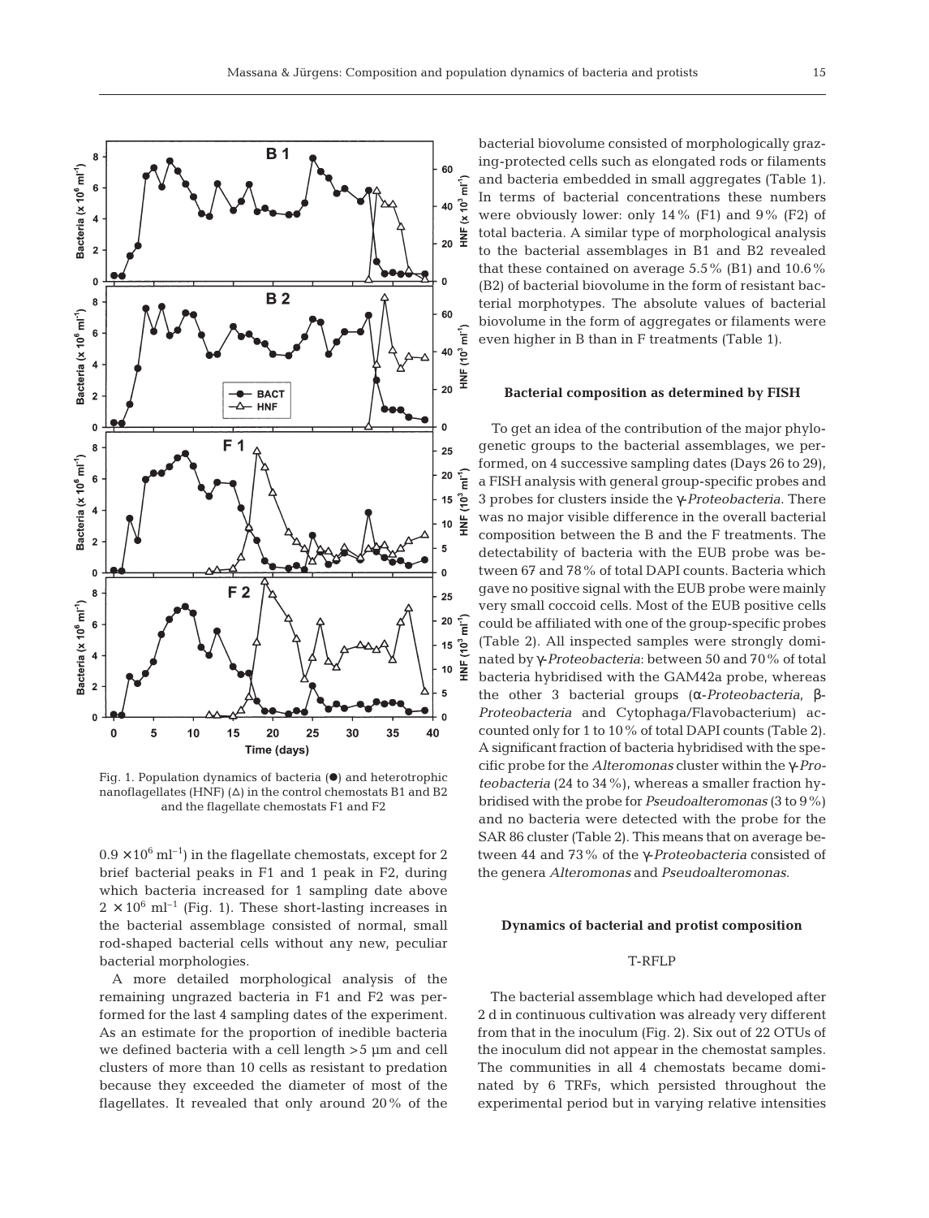Fig. 1. Population dynamics of bacteria (●) and heterotrophic nanoflagellates (HNF) (Δ) in the control chemostats B1 and B2 and the flagellate chemostats F1 and F2

$0.9 \times 10^6$ ml$^{-1}$) in the flagellate chemostats, except for 2 brief bacterial peaks in F1 and 1 peak in F2, during which bacteria increased for 1 sampling date above $2 \times 10^6$ ml$^{-1}$ (Fig. 1). These short-lasting increases in the bacterial assemblage consisted of normal, small rod-shaped bacterial cells without any new, peculiar bacterial morphologies.

A more detailed morphological analysis of the remaining ungrazed bacteria in F1 and F2 was performed for the last 4 sampling dates of the experiment. As an estimate for the proportion of inedible bacteria we defined bacteria with a cell length >5 µm and cell clusters of more than 10 cells as resistant to predation because they exceeded the diameter of most of the flagellates. It revealed that only around 20% of the bacterial biovolume consisted of morphologically grazing-protected cells such as elongated rods or filaments and bacteria embedded in small aggregates (Table 1). In terms of bacterial concentrations these numbers were obviously lower: only 14% (F1) and 9% (F2) of total bacteria. A similar type of morphological analysis to the bacterial assemblages in B1 and B2 revealed that these contained on average 5.5% (B1) and 10.6% (B2) of bacterial biovolume in the form of resistant bacterial morphotypes. The absolute values of bacterial biovolume in the form of aggregates or filaments were even higher in B than in F treatments (Table 1).

### Bacterial composition as determined by FISH

To get an idea of the contribution of the major phylogenetic groups to the bacterial assemblages, we performed, on 4 successive sampling dates (Days 26 to 29), a FISH analysis with general group-specific probes and 3 probes for clusters inside the γ-*Proteobacteria*. There was no major visible difference in the overall bacterial composition between the B and the F treatments. The detectability of bacteria with the EUB probe was between 67 and 78% of total DAPI counts. Bacteria which gave no positive signal with the EUB probe were mainly very small coccoid cells. Most of the EUB positive cells could be affiliated with one of the group-specific probes (Table 2). All inspected samples were strongly dominated by γ-*Proteobacteria*: between 50 and 70% of total bacteria hybridised with the GAM42a probe, whereas the other 3 bacterial groups (α-*Proteobacteria*, β-*Proteobacteria* and Cytophaga/Flavobacterium) accounted only for 1 to 10% of total DAPI counts (Table 2). A significant fraction of bacteria hybridised with the specific probe for the *Alteromonas* cluster within the γ-*Proteobacteria* (24 to 34%), whereas a smaller fraction hybridised with the probe for *Pseudoalteromonas* (3 to 9%) and no bacteria were detected with the probe for the SAR 86 cluster (Table 2). This means that on average between 44 and 73% of the γ-*Proteobacteria* consisted of the genera *Alteromonas* and *Pseudoalteromonas*.

### Dynamics of bacterial and protist composition

#### T-RFLP

The bacterial assemblage which had developed after 2 d in continuous cultivation was already very different from that in the inoculum (Fig. 2). Six out of 22 OTUs of the inoculum did not appear in the chemostat samples. The communities in all 4 chemostats became dominated by 6 TRFs, which persisted throughout the experimental period but in varying relative intensities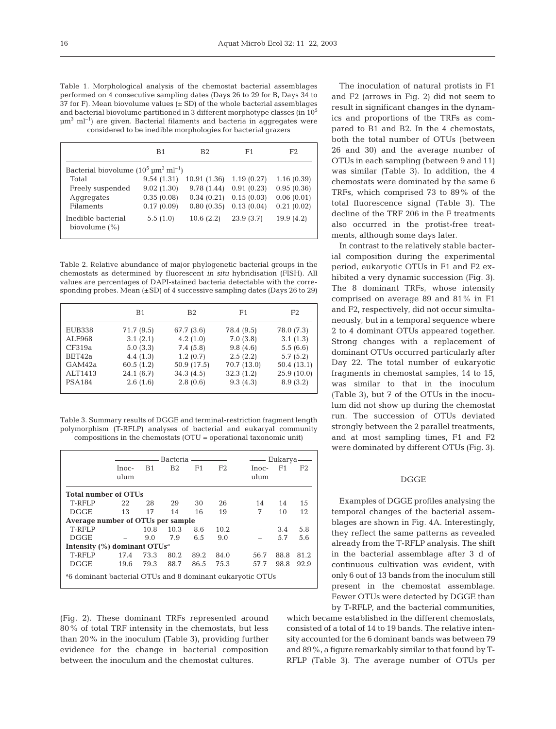Table 1. Morphological analysis of the chemostat bacterial assemblages performed on 4 consecutive sampling dates (Days 26 to 29 for B, Days 34 to 37 for F). Mean biovolume values (± SD) of the whole bacterial assemblages and bacterial biovolume partitioned in 3 different morphotype classes (in $10^5$ $\mu m^3$ $ml^{-1}$) are given. Bacterial filaments and bacteria in aggregates were considered to be inedible morphologies for bacterial grazers

| | B1 | B2 | F1 | F2 |
|---|---|---|---|---|
| Bacterial biovolume ($10^5$ $\mu m^3$ $ml^{-1}$) | | | | |
| Total | 9.54 (1.31) | 10.91 (1.36) | 1.19 (0.27) | 1.16 (0.39) |
| Freely suspended | 9.02 (1.30) | 9.78 (1.44) | 0.91 (0.23) | 0.95 (0.36) |
| Aggregates | 0.35 (0.08) | 0.34 (0.21) | 0.15 (0.03) | 0.06 (0.01) |
| Filaments | 0.17 (0.09) | 0.80 (0.35) | 0.13 (0.04) | 0.21 (0.02) |
| Inedible bacterial biovolume (%) | 5.5 (1.0) | 10.6 (2.2) | 23.9 (3.7) | 19.9 (4.2) |

Table 2. Relative abundance of major phylogenetic bacterial groups in the chemostats as determined by fluorescent *in situ* hybridisation (FISH). All values are percentages of DAPI-stained bacteria detectable with the corresponding probes. Mean (±SD) of 4 successive sampling dates (Days 26 to 29)

| | B1 | B2 | F1 | F2 |
|---|---|---|---|---|
| EUB338 | 71.7 (9.5) | 67.7 (3.6) | 78.4 (9.5) | 78.0 (7.3) |
| ALF968 | 3.1 (2.1) | 4.2 (1.0) | 7.0 (3.8) | 3.1 (1.3) |
| CF319a | 5.0 (3.3) | 7.4 (5.8) | 9.8 (4.6) | 5.5 (6.6) |
| BET42a | 4.4 (1.3) | 1.2 (0.7) | 2.5 (2.2) | 5.7 (5.2) |
| GAM42a | 60.5 (1.2) | 50.9 (17.5) | 70.7 (13.0) | 50.4 (13.1) |
| ALT1413 | 24.1 (6.7) | 34.3 (4.5) | 32.3 (1.2) | 25.9 (10.0) |
| PSA184 | 2.6 (1.6) | 2.8 (0.6) | 9.3 (4.3) | 8.9 (3.2) |

Table 3. Summary results of DGGE and terminal-restriction fragment length polymorphism (T-RFLP) analyses of bacterial and eukaryal community compositions in the chemostats (OTU = operational taxonomic unit)

| | Bacteria | | | | | Eukarya | | |
|---|---|---|---|---|---|---|---|---|
| | Inoculum | B1 | B2 | F1 | F2 | Inoculum | F1 | F2 |
| **Total number of OTUs** | | | | | | | | |
| T-RFLP | 22 | 28 | 29 | 30 | 26 | 14 | 14 | 15 |
| DGGE | 13 | 17 | 14 | 16 | 19 | 7 | 10 | 12 |
| **Average number of OTUs per sample** | | | | | | | | |
| T-RFLP | – | 10.8 | 10.3 | 8.6 | 10.2 | – | 3.4 | 5.8 |
| DGGE | – | 9.0 | 7.9 | 6.5 | 9.0 | – | 5.7 | 5.6 |
| **Intensity (%) dominant OTUs[a]** | | | | | | | | |
| T-RFLP | 17.4 | 73.3 | 80.2 | 89.2 | 84.0 | 56.7 | 88.8 | 81.2 |
| DGGE | 19.6 | 79.3 | 88.7 | 86.5 | 75.3 | 57.7 | 98.8 | 92.9 |

[a]6 dominant bacterial OTUs and 8 dominant eukaryotic OTUs

(Fig. 2). These dominant TRFs represented around 80% of total TRF intensity in the chemostats, but less than 20% in the inoculum (Table 3), providing further evidence for the change in bacterial composition between the inoculum and the chemostat cultures.

The inoculation of natural protists in F1 and F2 (arrows in Fig. 2) did not seem to result in significant changes in the dynamics and proportions of the TRFs as compared to B1 and B2. In the 4 chemostats, both the total number of OTUs (between 26 and 30) and the average number of OTUs in each sampling (between 9 and 11) was similar (Table 3). In addition, the 4 chemostats were dominated by the same 6 TRFs, which comprised 73 to 89% of the total fluorescence signal (Table 3). The decline of the TRF 206 in the F treatments also occurred in the protist-free treatments, although some days later.

In contrast to the relatively stable bacterial composition during the experimental period, eukaryotic OTUs in F1 and F2 exhibited a very dynamic succession (Fig. 3). The 8 dominant TRFs, whose intensity comprised on average 89 and 81% in F1 and F2, respectively, did not occur simultaneously, but in a temporal sequence where 2 to 4 dominant OTUs appeared together. Strong changes with a replacement of dominant OTUs occurred particularly after Day 22. The total number of eukaryotic fragments in chemostat samples, 14 to 15, was similar to that in the inoculum (Table 3), but 7 of the OTUs in the inoculum did not show up during the chemostat run. The succession of OTUs deviated strongly between the 2 parallel treatments, and at most sampling times, F1 and F2 were dominated by different OTUs (Fig. 3).

## DGGE

Examples of DGGE profiles analysing the temporal changes of the bacterial assemblages are shown in Fig. 4A. Interestingly, they reflect the same patterns as revealed already from the T-RFLP analysis. The shift in the bacterial assemblage after 3 d of continuous cultivation was evident, with only 6 out of 13 bands from the inoculum still present in the chemostat assemblage. Fewer OTUs were detected by DGGE than by T-RFLP, and the bacterial communities, which became established in the different chemostats, consisted of a total of 14 to 19 bands. The relative intensity accounted for the 6 dominant bands was between 79 and 89%, a figure remarkably similar to that found by T-RFLP (Table 3). The average number of OTUs per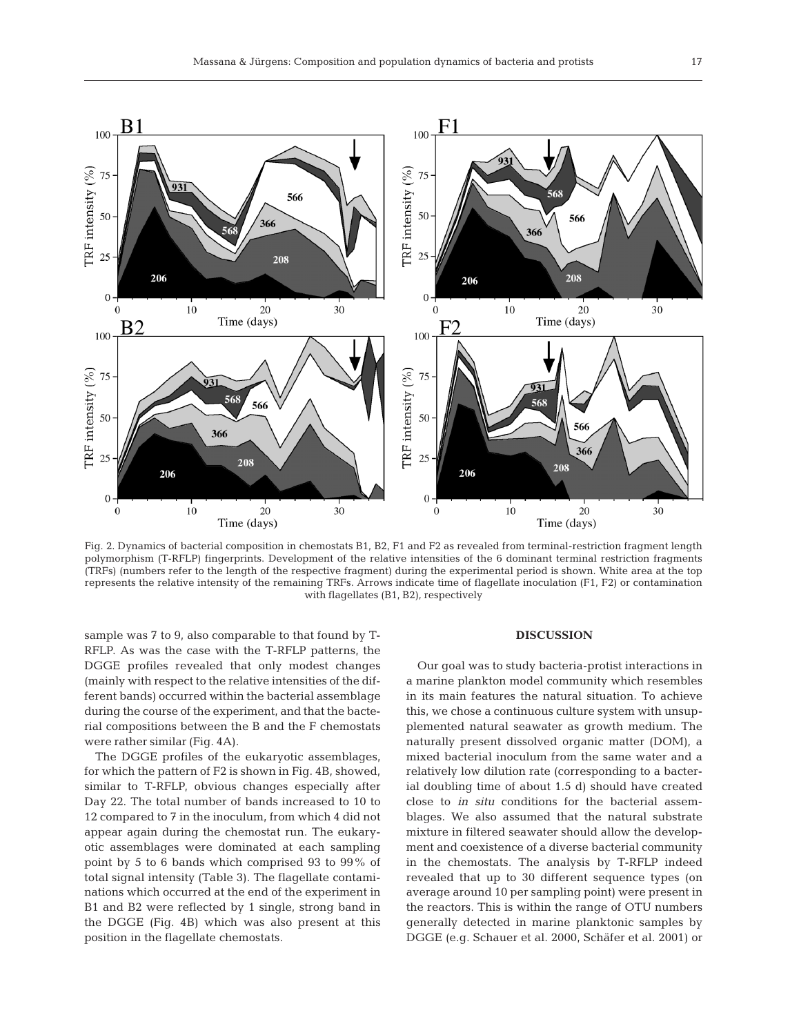Fig. 2. Dynamics of bacterial composition in chemostats B1, B2, F1 and F2 as revealed from terminal-restriction fragment length polymorphism (T-RFLP) fingerprints. Development of the relative intensities of the 6 dominant terminal restriction fragments (TRFs) (numbers refer to the length of the respective fragment) during the experimental period is shown. White area at the top represents the relative intensity of the remaining TRFs. Arrows indicate time of flagellate inoculation (F1, F2) or contamination with flagellates (B1, B2), respectively

sample was 7 to 9, also comparable to that found by T-RFLP. As was the case with the T-RFLP patterns, the DGGE profiles revealed that only modest changes (mainly with respect to the relative intensities of the different bands) occurred within the bacterial assemblage during the course of the experiment, and that the bacterial compositions between the B and the F chemostats were rather similar (Fig. 4A).

The DGGE profiles of the eukaryotic assemblages, for which the pattern of F2 is shown in Fig. 4B, showed, similar to T-RFLP, obvious changes especially after Day 22. The total number of bands increased to 10 to 12 compared to 7 in the inoculum, from which 4 did not appear again during the chemostat run. The eukaryotic assemblages were dominated at each sampling point by 5 to 6 bands which comprised 93 to 99% of total signal intensity (Table 3). The flagellate contaminations which occurred at the end of the experiment in B1 and B2 were reflected by 1 single, strong band in the DGGE (Fig. 4B) which was also present at this position in the flagellate chemostats.

## DISCUSSION

Our goal was to study bacteria-protist interactions in a marine plankton model community which resembles in its main features the natural situation. To achieve this, we chose a continuous culture system with unsupplemented natural seawater as growth medium. The naturally present dissolved organic matter (DOM), a mixed bacterial inoculum from the same water and a relatively low dilution rate (corresponding to a bacterial doubling time of about 1.5 d) should have created close to *in situ* conditions for the bacterial assemblages. We also assumed that the natural substrate mixture in filtered seawater should allow the development and coexistence of a diverse bacterial community in the chemostats. The analysis by T-RFLP indeed revealed that up to 30 different sequence types (on average around 10 per sampling point) were present in the reactors. This is within the range of OTU numbers generally detected in marine planktonic samples by DGGE (e.g. Schauer et al. 2000, Schäfer et al. 2001) or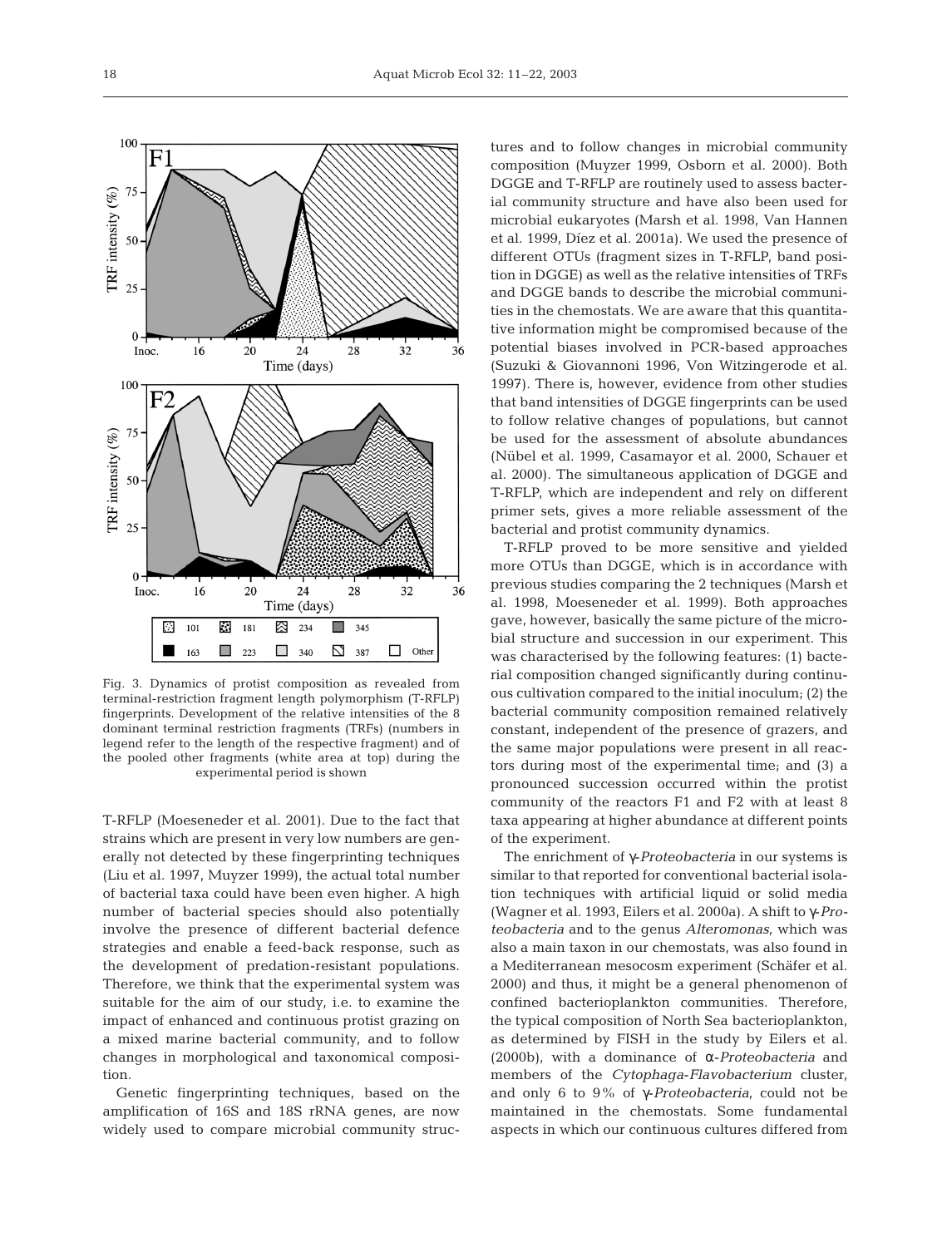Fig. 3. Dynamics of protist composition as revealed from terminal-restriction fragment length polymorphism (T-RFLP) fingerprints. Development of the relative intensities of the 8 dominant terminal restriction fragments (TRFs) (numbers in legend refer to the length of the respective fragment) and of the pooled other fragments (white area at top) during the experimental period is shown

T-RFLP (Moeseneder et al. 2001). Due to the fact that strains which are present in very low numbers are generally not detected by these fingerprinting techniques (Liu et al. 1997, Muyzer 1999), the actual total number of bacterial taxa could have been even higher. A high number of bacterial species should also potentially involve the presence of different bacterial defence strategies and enable a feed-back response, such as the development of predation-resistant populations. Therefore, we think that the experimental system was suitable for the aim of our study, i.e. to examine the impact of enhanced and continuous protist grazing on a mixed marine bacterial community, and to follow changes in morphological and taxonomical composition.

Genetic fingerprinting techniques, based on the amplification of 16S and 18S rRNA genes, are now widely used to compare microbial community structures and to follow changes in microbial community composition (Muyzer 1999, Osborn et al. 2000). Both DGGE and T-RFLP are routinely used to assess bacterial community structure and have also been used for microbial eukaryotes (Marsh et al. 1998, Van Hannen et al. 1999, Díez et al. 2001a). We used the presence of different OTUs (fragment sizes in T-RFLP, band position in DGGE) as well as the relative intensities of TRFs and DGGE bands to describe the microbial communities in the chemostats. We are aware that this quantitative information might be compromised because of the potential biases involved in PCR-based approaches (Suzuki & Giovannoni 1996, Von Witzingerode et al. 1997). There is, however, evidence from other studies that band intensities of DGGE fingerprints can be used to follow relative changes of populations, but cannot be used for the assessment of absolute abundances (Nübel et al. 1999, Casamayor et al. 2000, Schauer et al. 2000). The simultaneous application of DGGE and T-RFLP, which are independent and rely on different primer sets, gives a more reliable assessment of the bacterial and protist community dynamics.

T-RFLP proved to be more sensitive and yielded more OTUs than DGGE, which is in accordance with previous studies comparing the 2 techniques (Marsh et al. 1998, Moeseneder et al. 1999). Both approaches gave, however, basically the same picture of the microbial structure and succession in our experiment. This was characterised by the following features: (1) bacterial composition changed significantly during continuous cultivation compared to the initial inoculum; (2) the bacterial community composition remained relatively constant, independent of the presence of grazers, and the same major populations were present in all reactors during most of the experimental time; and (3) a pronounced succession occurred within the protist community of the reactors F1 and F2 with at least 8 taxa appearing at higher abundance at different points of the experiment.

The enrichment of γ-*Proteobacteria* in our systems is similar to that reported for conventional bacterial isolation techniques with artificial liquid or solid media (Wagner et al. 1993, Eilers et al. 2000a). A shift to γ-*Proteobacteria* and to the genus *Alteromonas*, which was also a main taxon in our chemostats, was also found in a Mediterranean mesocosm experiment (Schäfer et al. 2000) and thus, it might be a general phenomenon of confined bacterioplankton communities. Therefore, the typical composition of North Sea bacterioplankton, as determined by FISH in the study by Eilers et al. (2000b), with a dominance of α-*Proteobacteria* and members of the *Cytophaga-Flavobacterium* cluster, and only 6 to 9% of γ-*Proteobacteria*, could not be maintained in the chemostats. Some fundamental aspects in which our continuous cultures differed from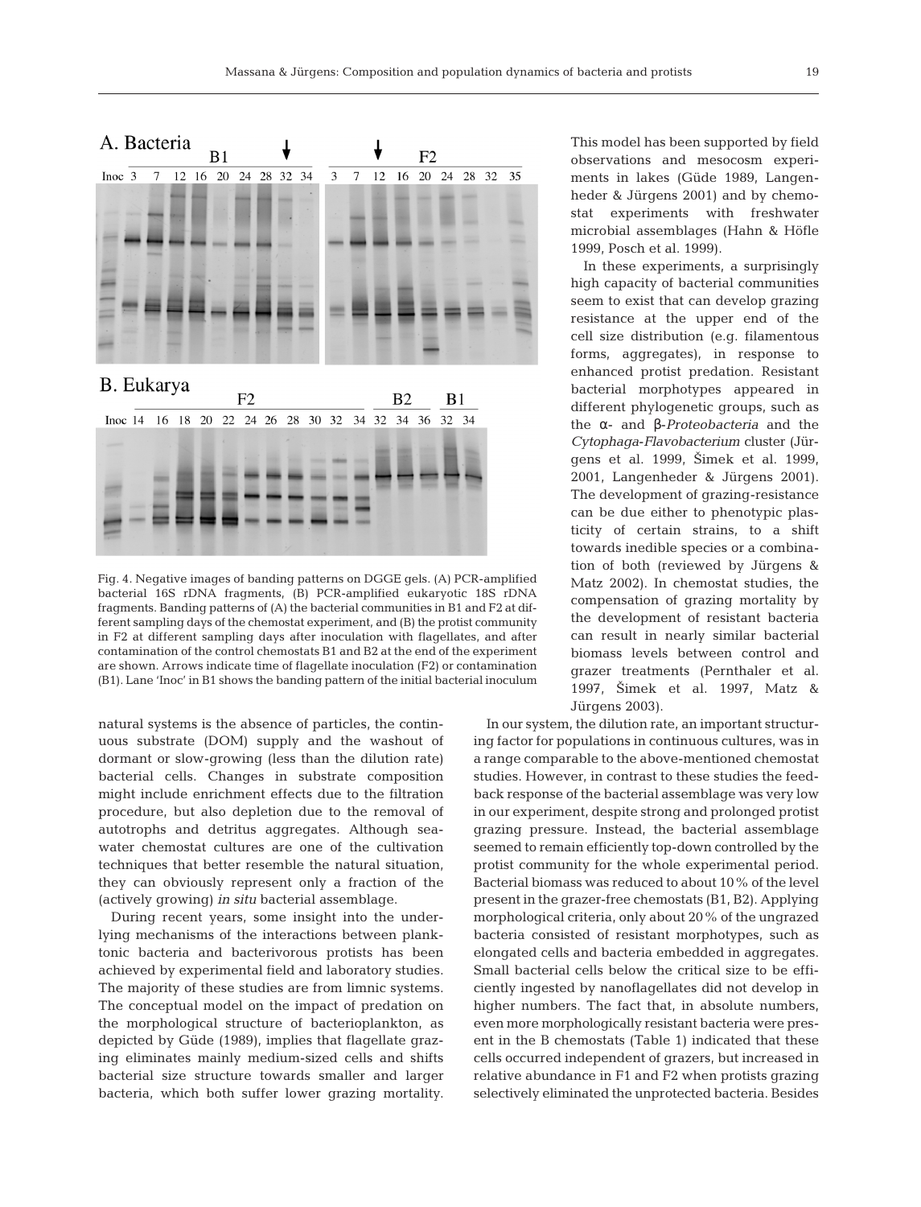Fig. 4. Negative images of banding patterns on DGGE gels. (A) PCR-amplified bacterial 16S rDNA fragments, (B) PCR-amplified eukaryotic 18S rDNA fragments. Banding patterns of (A) the bacterial communities in B1 and F2 at different sampling days of the chemostat experiment, and (B) the protist community in F2 at different sampling days after inoculation with flagellates, and after contamination of the control chemostats B1 and B2 at the end of the experiment are shown. Arrows indicate time of flagellate inoculation (F2) or contamination (B1). Lane 'Inoc' in B1 shows the banding pattern of the initial bacterial inoculum

natural systems is the absence of particles, the continuous substrate (DOM) supply and the washout of dormant or slow-growing (less than the dilution rate) bacterial cells. Changes in substrate composition might include enrichment effects due to the filtration procedure, but also depletion due to the removal of autotrophs and detritus aggregates. Although seawater chemostat cultures are one of the cultivation techniques that better resemble the natural situation, they can obviously represent only a fraction of the (actively growing) *in situ* bacterial assemblage.

During recent years, some insight into the underlying mechanisms of the interactions between planktonic bacteria and bacterivorous protists has been achieved by experimental field and laboratory studies. The majority of these studies are from limnic systems. The conceptual model on the impact of predation on the morphological structure of bacterioplankton, as depicted by Güde (1989), implies that flagellate grazing eliminates mainly medium-sized cells and shifts bacterial size structure towards smaller and larger bacteria, which both suffer lower grazing mortality. This model has been supported by field observations and mesocosm experiments in lakes (Güde 1989, Langenheder & Jürgens 2001) and by chemostat experiments with freshwater microbial assemblages (Hahn & Höfle 1999, Posch et al. 1999).

In these experiments, a surprisingly high capacity of bacterial communities seem to exist that can develop grazing resistance at the upper end of the cell size distribution (e.g. filamentous forms, aggregates), in response to enhanced protist predation. Resistant bacterial morphotypes appeared in different phylogenetic groups, such as the α- and β-*Proteobacteria* and the *Cytophaga-Flavobacterium* cluster (Jürgens et al. 1999, Šimek et al. 1999, 2001, Langenheder & Jürgens 2001). The development of grazing-resistance can be due either to phenotypic plasticity of certain strains, to a shift towards inedible species or a combination of both (reviewed by Jürgens & Matz 2002). In chemostat studies, the compensation of grazing mortality by the development of resistant bacteria can result in nearly similar bacterial biomass levels between control and grazer treatments (Pernthaler et al. 1997, Šimek et al. 1997, Matz & Jürgens 2003).

In our system, the dilution rate, an important structuring factor for populations in continuous cultures, was in a range comparable to the above-mentioned chemostat studies. However, in contrast to these studies the feedback response of the bacterial assemblage was very low in our experiment, despite strong and prolonged protist grazing pressure. Instead, the bacterial assemblage seemed to remain efficiently top-down controlled by the protist community for the whole experimental period. Bacterial biomass was reduced to about 10% of the level present in the grazer-free chemostats (B1, B2). Applying morphological criteria, only about 20% of the ungrazed bacteria consisted of resistant morphotypes, such as elongated cells and bacteria embedded in aggregates. Small bacterial cells below the critical size to be efficiently ingested by nanoflagellates did not develop in higher numbers. The fact that, in absolute numbers, even more morphologically resistant bacteria were present in the B chemostats (Table 1) indicated that these cells occurred independent of grazers, but increased in relative abundance in F1 and F2 when protists grazing selectively eliminated the unprotected bacteria. Besides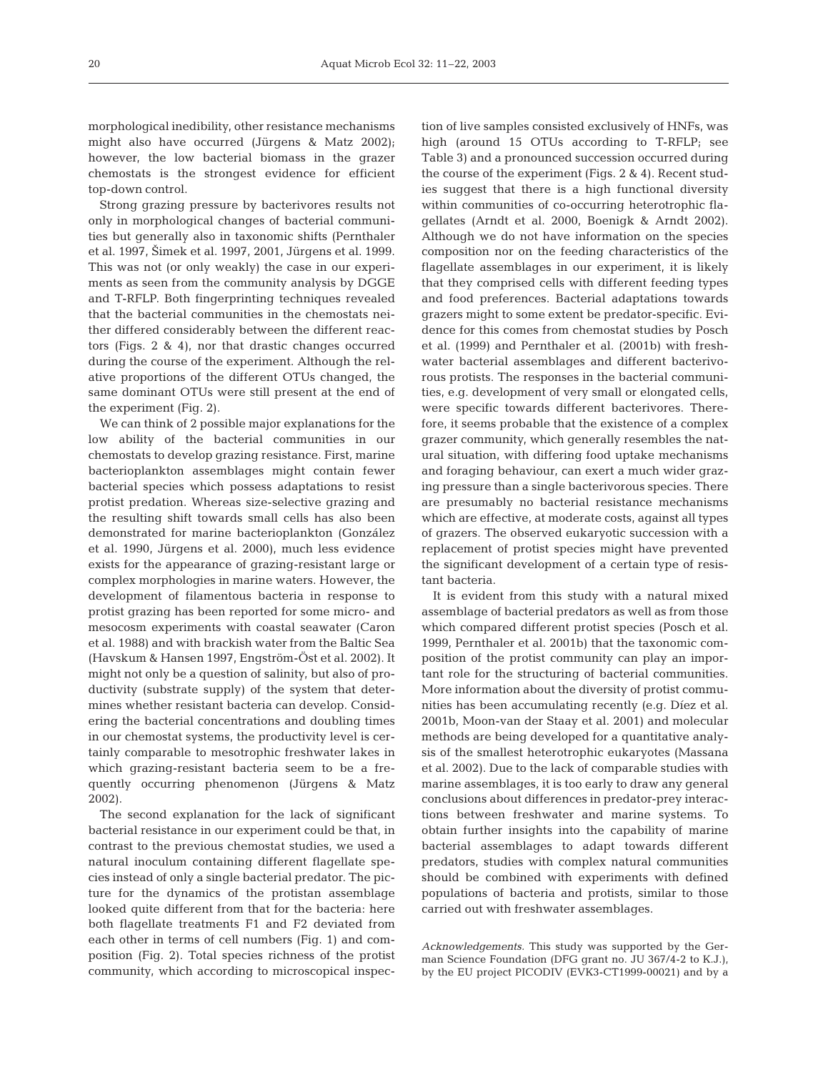morphological inedibility, other resistance mechanisms might also have occurred (Jürgens & Matz 2002); however, the low bacterial biomass in the grazer chemostats is the strongest evidence for efficient top-down control.

Strong grazing pressure by bacterivores results not only in morphological changes of bacterial communities but generally also in taxonomic shifts (Pernthaler et al. 1997, Šimek et al. 1997, 2001, Jürgens et al. 1999. This was not (or only weakly) the case in our experiments as seen from the community analysis by DGGE and T-RFLP. Both fingerprinting techniques revealed that the bacterial communities in the chemostats neither differed considerably between the different reactors (Figs. 2 & 4), nor that drastic changes occurred during the course of the experiment. Although the relative proportions of the different OTUs changed, the same dominant OTUs were still present at the end of the experiment (Fig. 2).

We can think of 2 possible major explanations for the low ability of the bacterial communities in our chemostats to develop grazing resistance. First, marine bacterioplankton assemblages might contain fewer bacterial species which possess adaptations to resist protist predation. Whereas size-selective grazing and the resulting shift towards small cells has also been demonstrated for marine bacterioplankton (González et al. 1990, Jürgens et al. 2000), much less evidence exists for the appearance of grazing-resistant large or complex morphologies in marine waters. However, the development of filamentous bacteria in response to protist grazing has been reported for some micro- and mesocosm experiments with coastal seawater (Caron et al. 1988) and with brackish water from the Baltic Sea (Havskum & Hansen 1997, Engström-Öst et al. 2002). It might not only be a question of salinity, but also of productivity (substrate supply) of the system that determines whether resistant bacteria can develop. Considering the bacterial concentrations and doubling times in our chemostat systems, the productivity level is certainly comparable to mesotrophic freshwater lakes in which grazing-resistant bacteria seem to be a frequently occurring phenomenon (Jürgens & Matz 2002).

The second explanation for the lack of significant bacterial resistance in our experiment could be that, in contrast to the previous chemostat studies, we used a natural inoculum containing different flagellate species instead of only a single bacterial predator. The picture for the dynamics of the protistan assemblage looked quite different from that for the bacteria: here both flagellate treatments F1 and F2 deviated from each other in terms of cell numbers (Fig. 1) and composition (Fig. 2). Total species richness of the protist community, which according to microscopical inspection of live samples consisted exclusively of HNFs, was high (around 15 OTUs according to T-RFLP; see Table 3) and a pronounced succession occurred during the course of the experiment (Figs. 2 & 4). Recent studies suggest that there is a high functional diversity within communities of co-occurring heterotrophic flagellates (Arndt et al. 2000, Boenigk & Arndt 2002). Although we do not have information on the species composition nor on the feeding characteristics of the flagellate assemblages in our experiment, it is likely that they comprised cells with different feeding types and food preferences. Bacterial adaptations towards grazers might to some extent be predator-specific. Evidence for this comes from chemostat studies by Posch et al. (1999) and Pernthaler et al. (2001b) with freshwater bacterial assemblages and different bacterivorous protists. The responses in the bacterial communities, e.g. development of very small or elongated cells, were specific towards different bacterivores. Therefore, it seems probable that the existence of a complex grazer community, which generally resembles the natural situation, with differing food uptake mechanisms and foraging behaviour, can exert a much wider grazing pressure than a single bacterivorous species. There are presumably no bacterial resistance mechanisms which are effective, at moderate costs, against all types of grazers. The observed eukaryotic succession with a replacement of protist species might have prevented the significant development of a certain type of resistant bacteria.

It is evident from this study with a natural mixed assemblage of bacterial predators as well as from those which compared different protist species (Posch et al. 1999, Pernthaler et al. 2001b) that the taxonomic composition of the protist community can play an important role for the structuring of bacterial communities. More information about the diversity of protist communities has been accumulating recently (e.g. Díez et al. 2001b, Moon-van der Staay et al. 2001) and molecular methods are being developed for a quantitative analysis of the smallest heterotrophic eukaryotes (Massana et al. 2002). Due to the lack of comparable studies with marine assemblages, it is too early to draw any general conclusions about differences in predator-prey interactions between freshwater and marine systems. To obtain further insights into the capability of marine bacterial assemblages to adapt towards different predators, studies with complex natural communities should be combined with experiments with defined populations of bacteria and protists, similar to those carried out with freshwater assemblages.

*Acknowledgements.* This study was supported by the German Science Foundation (DFG grant no. JU 367/4-2 to K.J.), by the EU project PICODIV (EVK3-CT1999-00021) and by a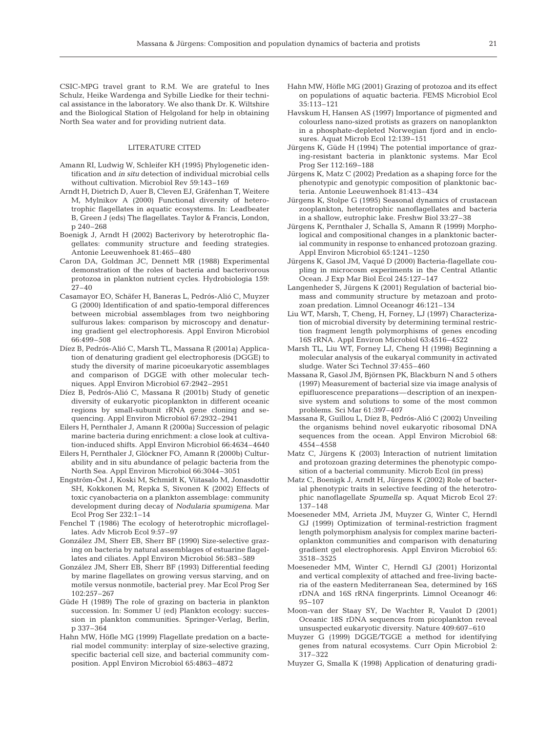CSIC-MPG travel grant to R.M. We are grateful to Ines Schulz, Heike Wardenga and Sybille Liedke for their technical assistance in the laboratory. We also thank Dr. K. Wiltshire and the Biological Station of Helgoland for help in obtaining North Sea water and for providing nutrient data.

## LITERATURE CITED

Amann RI, Ludwig W, Schleifer KH (1995) Phylogenetic identification and *in situ* detection of individual microbial cells without cultivation. Microbiol Rev 59:143–169

Arndt H, Dietrich D, Auer B, Cleven EJ, Gräfenhan T, Weitere M, Mylnikov A (2000) Functional diversity of heterotrophic flagellates in aquatic ecosystems. In: Leadbeater B, Green J (eds) The flagellates. Taylor & Francis, London, p 240–268

Boenigk J, Arndt H (2002) Bacterivory by heterotrophic flagellates: community structure and feeding strategies. Antonie Leeuwenhoek 81:465–480

Caron DA, Goldman JC, Dennett MR (1988) Experimental demonstration of the roles of bacteria and bacterivorous protozoa in plankton nutrient cycles. Hydrobiologia 159: 27–40

Casamayor EO, Schäfer H, Baneras L, Pedrós-Alió C, Muyzer G (2000) Identification of and spatio-temporal differences between microbial assemblages from two neighboring sulfurous lakes: comparison by microscopy and denaturing gradient gel electrophoresis. Appl Environ Microbiol 66:499–508

Díez B, Pedrós-Alió C, Marsh TL, Massana R (2001a) Application of denaturing gradient gel electrophoresis (DGGE) to study the diversity of marine picoeukaryotic assemblages and comparison of DGGE with other molecular techniques. Appl Environ Microbiol 67:2942–2951

Díez B, Pedrós-Alió C, Massana R (2001b) Study of genetic diversity of eukaryotic picoplankton in different oceanic regions by small-subunit rRNA gene cloning and sequencing. Appl Environ Microbiol 67:2932–2941

Eilers H, Pernthaler J, Amann R (2000a) Succession of pelagic marine bacteria during enrichment: a close look at cultivation-induced shifts. Appl Environ Microbiol 66:4634–4640

Eilers H, Pernthaler J, Glöckner FO, Amann R (2000b) Culturability and in situ abundance of pelagic bacteria from the North Sea. Appl Environ Microbiol 66:3044–3051

Engström-Öst J, Koski M, Schmidt K, Viitasalo M, Jonasdottir SH, Kokkonen M, Repka S, Sivonen K (2002) Effects of toxic cyanobacteria on a plankton assemblage: community development during decay of *Nodularia spumigena*. Mar Ecol Prog Ser 232:1–14

Fenchel T (1986) The ecology of heterotrophic microflagellates. Adv Microb Ecol 9:57–97

González JM, Sherr EB, Sherr BF (1990) Size-selective grazing on bacteria by natural assemblages of estuarine flagellates and ciliates. Appl Environ Microbiol 56:583–589

González JM, Sherr EB, Sherr BF (1993) Differential feeding by marine flagellates on growing versus starving, and on motile versus nonmotile, bacterial prey. Mar Ecol Prog Ser 102:257–267

Güde H (1989) The role of grazing on bacteria in plankton succession. In: Sommer U (ed) Plankton ecology: succession in plankton communities. Springer-Verlag, Berlin, p 337–364

Hahn MW, Höfle MG (1999) Flagellate predation on a bacterial model community: interplay of size-selective grazing, specific bacterial cell size, and bacterial community composition. Appl Environ Microbiol 65:4863–4872

Hahn MW, Höfle MG (2001) Grazing of protozoa and its effect on populations of aquatic bacteria. FEMS Microbiol Ecol 35:113–121

Havskum H, Hansen AS (1997) Importance of pigmented and colourless nano-sized protists as grazers on nanoplankton in a phosphate-depleted Norwegian fjord and in enclosures. Aquat Microb Ecol 12:139–151

Jürgens K, Güde H (1994) The potential importance of grazing-resistant bacteria in planktonic systems. Mar Ecol Prog Ser 112:169–188

Jürgens K, Matz C (2002) Predation as a shaping force for the phenotypic and genotypic composition of planktonic bacteria. Antonie Leeuwenhoek 81:413–434

Jürgens K, Stolpe G (1995) Seasonal dynamics of crustacean zooplankton, heterotrophic nanoflagellates and bacteria in a shallow, eutrophic lake. Freshw Biol 33:27–38

Jürgens K, Pernthaler J, Schalla S, Amann R (1999) Morphological and compositional changes in a planktonic bacterial community in response to enhanced protozoan grazing. Appl Environ Microbiol 65:1241–1250

Jürgens K, Gasol JM, Vaqué D (2000) Bacteria-flagellate coupling in microcosm experiments in the Central Atlantic Ocean. J Exp Mar Biol Ecol 245:127–147

Langenheder S, Jürgens K (2001) Regulation of bacterial biomass and community structure by metazoan and protozoan predation. Limnol Oceanogr 46:121–134

Liu WT, Marsh, T, Cheng, H, Forney, LJ (1997) Characterization of microbial diversity by determining terminal restriction fragment length polymorphisms of genes encoding 16S rRNA. Appl Environ Microbiol 63:4516–4522

Marsh TL, Liu WT, Forney LJ, Cheng H (1998) Beginning a molecular analysis of the eukaryal community in activated sludge. Water Sci Technol 37:455–460

Massana R, Gasol JM, Björnsen PK, Blackburn N and 5 others (1997) Measurement of bacterial size via image analysis of epifluorescence preparations—description of an inexpensive system and solutions to some of the most common problems. Sci Mar 61:397–407

Massana R, Guillou L, Díez B, Pedrós-Alió C (2002) Unveiling the organisms behind novel eukaryotic ribosomal DNA sequences from the ocean. Appl Environ Microbiol 68: 4554–4558

Matz C, Jürgens K (2003) Interaction of nutrient limitation and protozoan grazing determines the phenotypic composition of a bacterial community. Microb Ecol (in press)

Matz C, Boenigk J, Arndt H, Jürgens K (2002) Role of bacterial phenotypic traits in selective feeding of the heterotrophic nanoflagellate *Spumella* sp. Aquat Microb Ecol 27: 137–148

Moeseneder MM, Arrieta JM, Muyzer G, Winter C, Herndl GJ (1999) Optimization of terminal-restriction fragment length polymorphism analysis for complex marine bacterioplankton communities and comparison with denaturing gradient gel electrophoresis. Appl Environ Microbiol 65: 3518–3525

Moeseneder MM, Winter C, Herndl GJ (2001) Horizontal and vertical complexity of attached and free-living bacteria of the eastern Mediterranean Sea, determined by 16S rDNA and 16S rRNA fingerprints. Limnol Oceanogr 46: 95–107

Moon-van der Staay SY, De Wachter R, Vaulot D (2001) Oceanic 18S rDNA sequences from picoplankton reveal unsuspected eukaryotic diversity. Nature 409:607–610

Muyzer G (1999) DGGE/TGGE a method for identifying genes from natural ecosystems. Curr Opin Microbiol 2: 317–322

Muyzer G, Smalla K (1998) Application of denaturing gradi-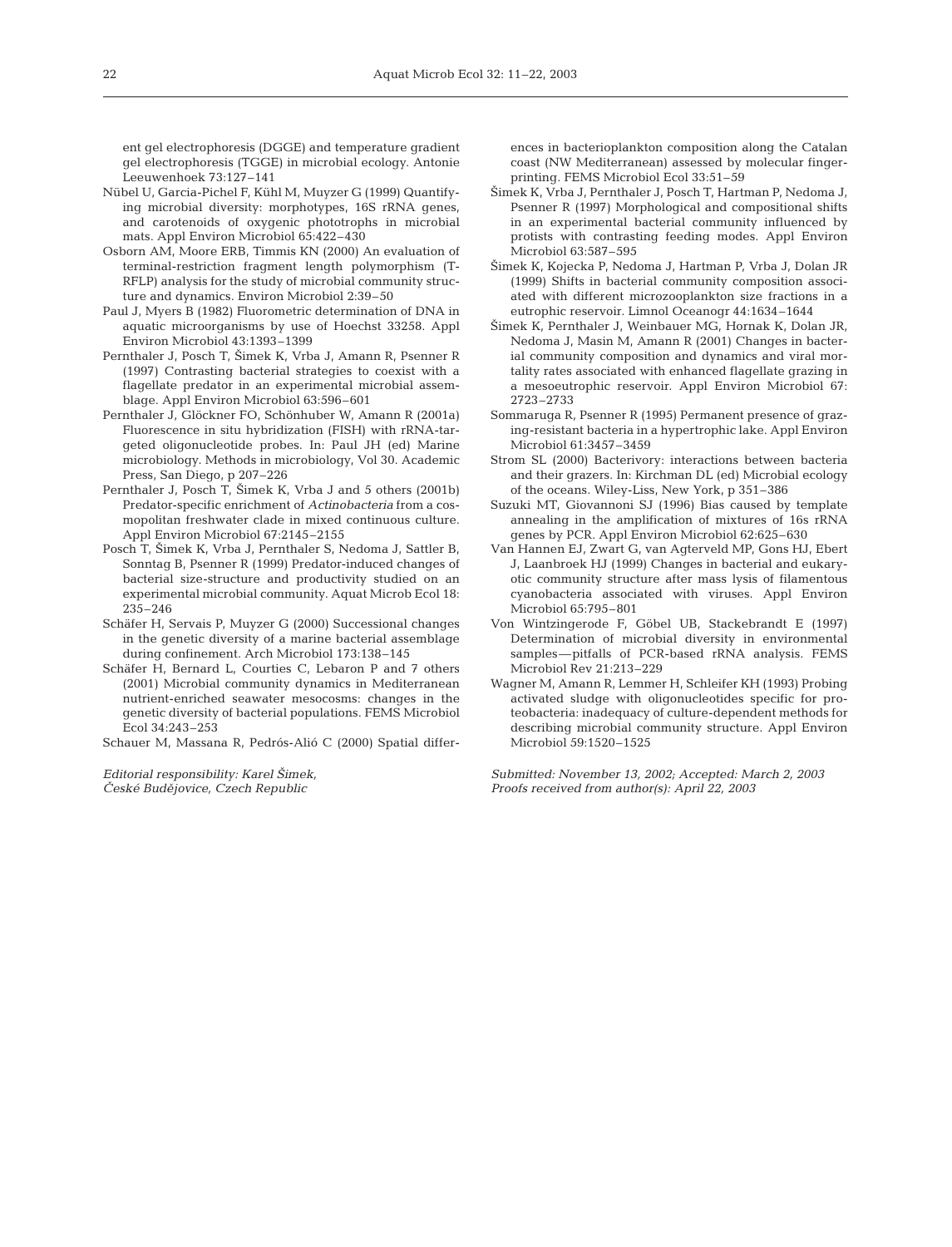ent gel electrophoresis (DGGE) and temperature gradient gel electrophoresis (TGGE) in microbial ecology. Antonie Leeuwenhoek 73:127–141

Nübel U, Garcia-Pichel F, Kühl M, Muyzer G (1999) Quantifying microbial diversity: morphotypes, 16S rRNA genes, and carotenoids of oxygenic phototrophs in microbial mats. Appl Environ Microbiol 65:422–430

Osborn AM, Moore ERB, Timmis KN (2000) An evaluation of terminal-restriction fragment length polymorphism (T-RFLP) analysis for the study of microbial community structure and dynamics. Environ Microbiol 2:39–50

Paul J, Myers B (1982) Fluorometric determination of DNA in aquatic microorganisms by use of Hoechst 33258. Appl Environ Microbiol 43:1393–1399

Pernthaler J, Posch T, Šimek K, Vrba J, Amann R, Psenner R (1997) Contrasting bacterial strategies to coexist with a flagellate predator in an experimental microbial assemblage. Appl Environ Microbiol 63:596–601

Pernthaler J, Glöckner FO, Schönhuber W, Amann R (2001a) Fluorescence in situ hybridization (FISH) with rRNA-targeted oligonucleotide probes. In: Paul JH (ed) Marine microbiology. Methods in microbiology, Vol 30. Academic Press, San Diego, p 207–226

Pernthaler J, Posch T, Šimek K, Vrba J and 5 others (2001b) Predator-specific enrichment of *Actinobacteria* from a cosmopolitan freshwater clade in mixed continuous culture. Appl Environ Microbiol 67:2145–2155

Posch T, Šimek K, Vrba J, Pernthaler S, Nedoma J, Sattler B, Sonntag B, Psenner R (1999) Predator-induced changes of bacterial size-structure and productivity studied on an experimental microbial community. Aquat Microb Ecol 18: 235–246

Schäfer H, Servais P, Muyzer G (2000) Successional changes in the genetic diversity of a marine bacterial assemblage during confinement. Arch Microbiol 173:138–145

Schäfer H, Bernard L, Courties C, Lebaron P and 7 others (2001) Microbial community dynamics in Mediterranean nutrient-enriched seawater mesocosms: changes in the genetic diversity of bacterial populations. FEMS Microbiol Ecol 34:243–253

Schauer M, Massana R, Pedrós-Alió C (2000) Spatial differences in bacterioplankton composition along the Catalan coast (NW Mediterranean) assessed by molecular fingerprinting. FEMS Microbiol Ecol 33:51–59

Šimek K, Vrba J, Pernthaler J, Posch T, Hartman P, Nedoma J, Psenner R (1997) Morphological and compositional shifts in an experimental bacterial community influenced by protists with contrasting feeding modes. Appl Environ Microbiol 63:587–595

Šimek K, Kojecka P, Nedoma J, Hartman P, Vrba J, Dolan JR (1999) Shifts in bacterial community composition associated with different microzooplankton size fractions in a eutrophic reservoir. Limnol Oceanogr 44:1634–1644

Šimek K, Pernthaler J, Weinbauer MG, Hornak K, Dolan JR, Nedoma J, Masin M, Amann R (2001) Changes in bacterial community composition and dynamics and viral mortality rates associated with enhanced flagellate grazing in a mesoeutrophic reservoir. Appl Environ Microbiol 67: 2723–2733

Sommaruga R, Psenner R (1995) Permanent presence of grazing-resistant bacteria in a hypertrophic lake. Appl Environ Microbiol 61:3457–3459

Strom SL (2000) Bacterivory: interactions between bacteria and their grazers. In: Kirchman DL (ed) Microbial ecology of the oceans. Wiley-Liss, New York, p 351–386

Suzuki MT, Giovannoni SJ (1996) Bias caused by template annealing in the amplification of mixtures of 16s rRNA genes by PCR. Appl Environ Microbiol 62:625–630

Van Hannen EJ, Zwart G, van Agterveld MP, Gons HJ, Ebert J, Laanbroek HJ (1999) Changes in bacterial and eukaryotic community structure after mass lysis of filamentous cyanobacteria associated with viruses. Appl Environ Microbiol 65:795–801

Von Wintzingerode F, Göbel UB, Stackebrandt E (1997) Determination of microbial diversity in environmental samples—pitfalls of PCR-based rRNA analysis. FEMS Microbiol Rev 21:213–229

Wagner M, Amann R, Lemmer H, Schleifer KH (1993) Probing activated sludge with oligonucleotides specific for proteobacteria: inadequacy of culture-dependent methods for describing microbial community structure. Appl Environ Microbiol 59:1520–1525

*Editorial responsibility: Karel Šimek, České Budějovice, Czech Republic*

*Submitted: November 13, 2002; Accepted: March 2, 2003*
*Proofs received from author(s): April 22, 2003*